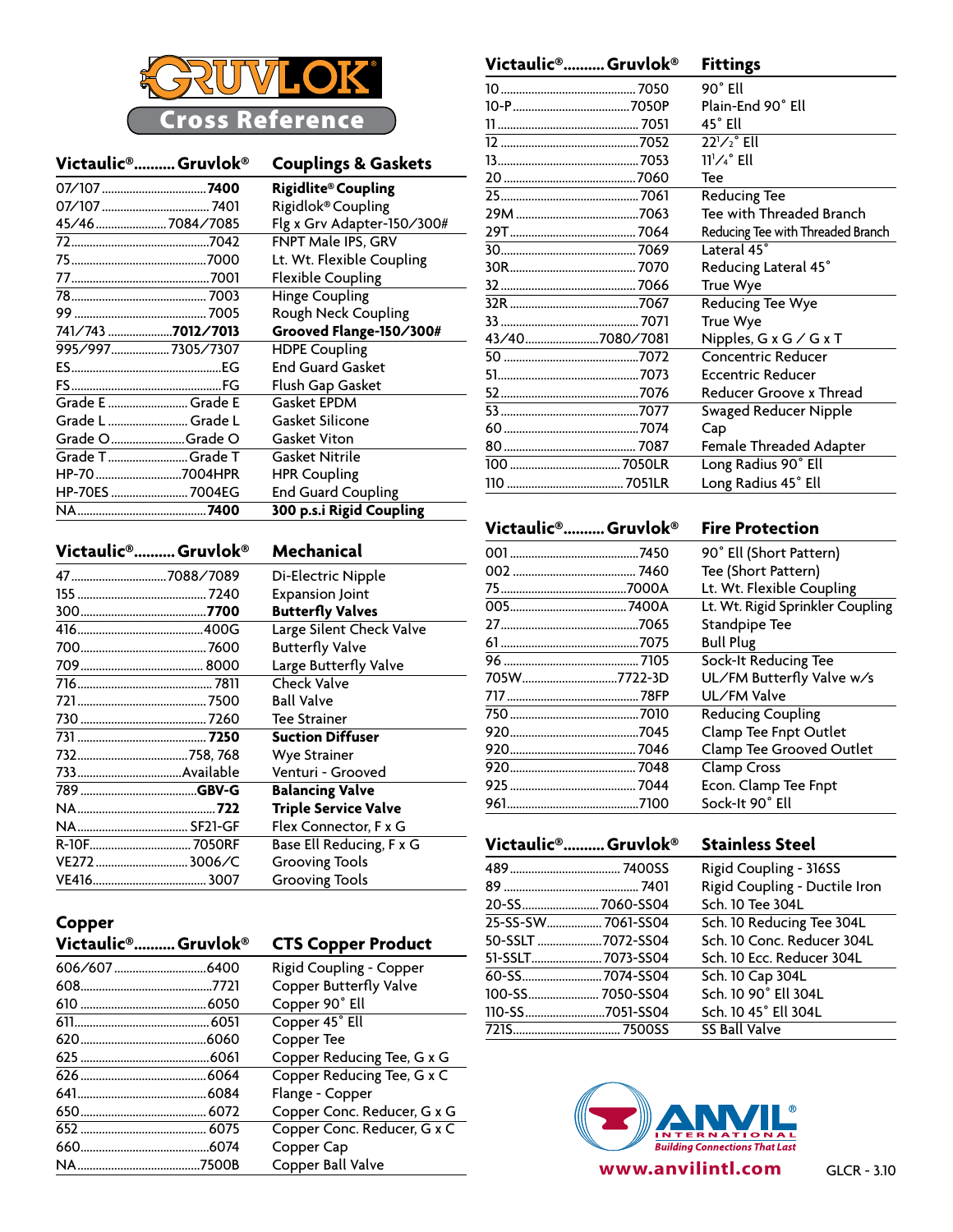# GRUVLOK Cross Reference

## Couplings & Gaskets

| Victaulic® | Gruvlok® | Couplings & Gaskets |
|---|---|---|
| 07/107 | **7400** | **Rigidlite® Coupling** |
| 07/107 | 7401 | Rigidlok® Coupling |
| 45/46 | 7084/7085 | Flg x Grv Adapter-150/300# |
| 72 | 7042 | FNPT Male IPS, GRV |
| 75 | 7000 | Lt. Wt. Flexible Coupling |
| 77 | 7001 | Flexible Coupling |
| 78 | 7003 | Hinge Coupling |
| 99 | 7005 | Rough Neck Coupling |
| 741/743 | **7012/7013** | **Grooved Flange-150/300#** |
| 995/997 | 7305/7307 | HDPE Coupling |
| ES | EG | End Guard Gasket |
| FS | FG | Flush Gap Gasket |
| Grade E | Grade E | Gasket EPDM |
| Grade L | Grade L | Gasket Silicone |
| Grade O | Grade O | Gasket Viton |
| Grade T | Grade T | Gasket Nitrile |
| HP-70 | 7004HPR | HPR Coupling |
| HP-70ES | 7004EG | End Guard Coupling |
| NA | **7400** | **300 p.s.i Rigid Coupling** |

## Mechanical

| Victaulic® | Gruvlok® | Mechanical |
|---|---|---|
| 47 | 7088/7089 | Di-Electric Nipple |
| 155 | 7240 | Expansion Joint |
| 300 | **7700** | **Butterfly Valves** |
| 416 | 400G | Large Silent Check Valve |
| 700 | 7600 | Butterfly Valve |
| 709 | 8000 | Large Butterfly Valve |
| 716 | 7811 | Check Valve |
| 721 | 7500 | Ball Valve |
| 730 | 7260 | Tee Strainer |
| 731 | **7250** | **Suction Diffuser** |
| 732 | 758, 768 | Wye Strainer |
| 733 | Available | Venturi - Grooved |
| 789 | **GBV-G** | **Balancing Valve** |
| NA | **722** | **Triple Service Valve** |
| NA | SF21-GF | Flex Connector, F x G |
| R-10F | 7050RF | Base Ell Reducing, F x G |
| VE272 | 3006/C | Grooving Tools |
| VE416 | 3007 | Grooving Tools |

## Copper

| Victaulic® | Gruvlok® | CTS Copper Product |
|---|---|---|
| 606/607 | 6400 | Rigid Coupling - Copper |
| 608 | 7721 | Copper Butterfly Valve |
| 610 | 6050 | Copper 90˚ Ell |
| 611 | 6051 | Copper 45˚ Ell |
| 620 | 6060 | Copper Tee |
| 625 | 6061 | Copper Reducing Tee, G x G |
| 626 | 6064 | Copper Reducing Tee, G x C |
| 641 | 6084 | Flange - Copper |
| 650 | 6072 | Copper Conc. Reducer, G x G |
| 652 | 6075 | Copper Conc. Reducer, G x C |
| 660 | 6074 | Copper Cap |
| NA | 7500B | Copper Ball Valve |

## Fittings

| Victaulic® | Gruvlok® | Fittings |
|---|---|---|
| 10 | 7050 | 90˚ Ell |
| 10-P | 7050P | Plain-End 90˚ Ell |
| 11 | 7051 | 45˚ Ell |
| 12 | 7052 | 22½˚ Ell |
| 13 | 7053 | 11¼˚ Ell |
| 20 | 7060 | Tee |
| 25 | 7061 | Reducing Tee |
| 29M | 7063 | Tee with Threaded Branch |
| 29T | 7064 | Reducing Tee with Threaded Branch |
| 30 | 7069 | Lateral 45˚ |
| 30R | 7070 | Reducing Lateral 45˚ |
| 32 | 7066 | True Wye |
| 32R | 7067 | Reducing Tee Wye |
| 33 | 7071 | True Wye |
| 43/40 | 7080/7081 | Nipples, G x G / G x T |
| 50 | 7072 | Concentric Reducer |
| 51 | 7073 | Eccentric Reducer |
| 52 | 7076 | Reducer Groove x Thread |
| 53 | 7077 | Swaged Reducer Nipple |
| 60 | 7074 | Cap |
| 80 | 7087 | Female Threaded Adapter |
| 100 | 7050LR | Long Radius 90˚ Ell |
| 110 | 7051LR | Long Radius 45˚ Ell |

## Fire Protection

| Victaulic® | Gruvlok® | Fire Protection |
|---|---|---|
| 001 | 7450 | 90˚ Ell (Short Pattern) |
| 002 | 7460 | Tee (Short Pattern) |
| 75 | 7000A | Lt. Wt. Flexible Coupling |
| 005 | 7400A | Lt. Wt. Rigid Sprinkler Coupling |
| 27 | 7065 | Standpipe Tee |
| 61 | 7075 | Bull Plug |
| 96 | 7105 | Sock-It Reducing Tee |
| 705W | 7722-3D | UL/FM Butterfly Valve w/s |
| 717 | 78FP | UL/FM Valve |
| 750 | 7010 | Reducing Coupling |
| 920 | 7045 | Clamp Tee Fnpt Outlet |
| 920 | 7046 | Clamp Tee Grooved Outlet |
| 920 | 7048 | Clamp Cross |
| 925 | 7044 | Econ. Clamp Tee Fnpt |
| 961 | 7100 | Sock-It 90˚ Ell |

## Stainless Steel

| Victaulic® | Gruvlok® | Stainless Steel |
|---|---|---|
| 489 | 7400SS | Rigid Coupling - 316SS |
| 89 | 7401 | Rigid Coupling - Ductile Iron |
| 20-SS | 7060-SS04 | Sch. 10 Tee 304L |
| 25-SS-SW | 7061-SS04 | Sch. 10 Reducing Tee 304L |
| 50-SSLT | 7072-SS04 | Sch. 10 Conc. Reducer 304L |
| 51-SSLT | 7073-SS04 | Sch. 10 Ecc. Reducer 304L |
| 60-SS | 7074-SS04 | Sch. 10 Cap 304L |
| 100-SS | 7050-SS04 | Sch. 10 90˚ Ell 304L |
| 110-SS | 7051-SS04 | Sch. 10 45˚ Ell 304L |
| 721S | 7500SS | SS Ball Valve |

ANVIL® INTERNATIONAL
Building Connections That Last
www.anvilintl.com

GLCR - 3.10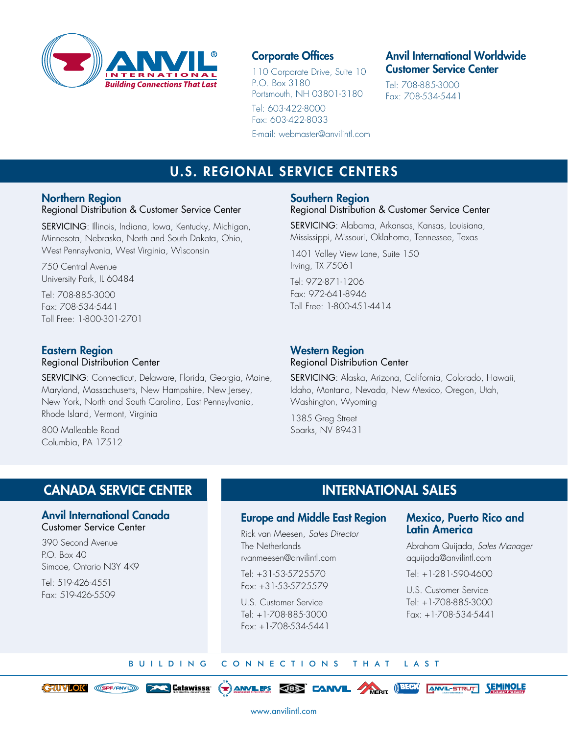ANVIL INTERNATIONAL®
*Building Connections That Last*

## Corporate Offices

110 Corporate Drive, Suite 10
P.O. Box 3180
Portsmouth, NH 03801-3180

Tel: 603-422-8000
Fax: 603-422-8033

E-mail: webmaster@anvilintl.com

## Anvil International Worldwide Customer Service Center

Tel: 708-885-3000
Fax: 708-534-5441

# U.S. REGIONAL SERVICE CENTERS

### Northern Region
Regional Distribution & Customer Service Center

SERVICING: Illinois, Indiana, Iowa, Kentucky, Michigan, Minnesota, Nebraska, North and South Dakota, Ohio, West Pennsylvania, West Virginia, Wisconsin

750 Central Avenue
University Park, IL 60484

Tel: 708-885-3000
Fax: 708-534-5441
Toll Free: 1-800-301-2701

### Southern Region
Regional Distribution & Customer Service Center

SERVICING: Alabama, Arkansas, Kansas, Louisiana, Mississippi, Missouri, Oklahoma, Tennessee, Texas

1401 Valley View Lane, Suite 150
Irving, TX 75061

Tel: 972-871-1206
Fax: 972-641-8946
Toll Free: 1-800-451-4414

### Eastern Region
Regional Distribution Center

SERVICING: Connecticut, Delaware, Florida, Georgia, Maine, Maryland, Massachusetts, New Hampshire, New Jersey, New York, North and South Carolina, East Pennsylvania, Rhode Island, Vermont, Virginia

800 Malleable Road
Columbia, PA 17512

### Western Region
Regional Distribution Center

SERVICING: Alaska, Arizona, California, Colorado, Hawaii, Idaho, Montana, Nevada, New Mexico, Oregon, Utah, Washington, Wyoming

1385 Greg Street
Sparks, NV 89431

# CANADA SERVICE CENTER

### Anvil International Canada
Customer Service Center

390 Second Avenue
P.O. Box 40
Simcoe, Ontario N3Y 4K9

Tel: 519-426-4551
Fax: 519-426-5509

# INTERNATIONAL SALES

### Europe and Middle East Region

Rick van Meesen, *Sales Director*
The Netherlands
rvanmeesen@anvilintl.com

Tel: +31-53-5725570
Fax: +31-53-5725579

U.S. Customer Service
Tel: +1-708-885-3000
Fax: +1-708-534-5441

### Mexico, Puerto Rico and Latin America

Abraham Quijada, *Sales Manager*
aquijada@anvilintl.com

Tel: +1-281-590-4600

U.S. Customer Service
Tel: +1-708-885-3000
Fax: +1-708-534-5441

BUILDING CONNECTIONS THAT LAST

GRUVLOK · SPF/ANVIL · Catawissa · ANVIL EPS · JBS · CANVIL · MERIT · BECK · ANVIL-STRUT · SEMINOLE Tubular Products

www.anvilintl.com